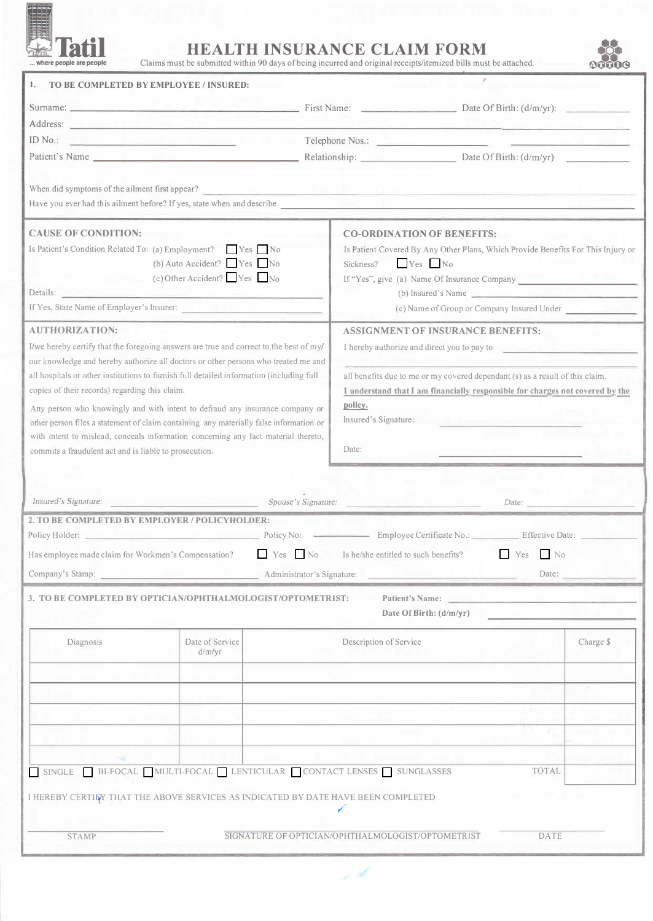Tatil

... where people are people

# HEALTH INSURANCE CLAIM FORM

Claims must be submitted within 90 days of being incurred and original receipts/itemized bills must be attached.

ATTIC

## 1. TO BE COMPLETED BY EMPLOYEE / INSURED:

Surname: ____________________ First Name: ____________ Date Of Birth: (d/m/yr): __________

Address: ____________________________________________

ID No.: ____________________ Telephone Nos.: ____________ ____________

Patient's Name ____________________ Relationship: ____________ Date Of Birth: (d/m/yr) __________

When did symptoms of the ailment first appear? ____________________

Have you ever had this ailment before? If yes, state when and describe ____________________

### CAUSE OF CONDITION:

Is Patient's Condition Related To: (a) Employment? ☐ Yes ☐ No

(b) Auto Accident? ☐ Yes ☐ No

(c) Other Accident? ☐ Yes ☐ No

Details: ____________________

If Yes, State Name of Employer's Insurer: ____________________

### CO-ORDINATION OF BENEFITS:

Is Patient Covered By Any Other Plans, Which Provide Benefits For This Injury or Sickness? ☐ Yes ☐ No

If "Yes", give (a) Name Of Insurance Company ____________________

(b) Insured's Name ____________________

(c) Name of Group or Company Insured Under ____________________

### AUTHORIZATION:

I/we hereby certify that the foregoing answers are true and correct to the best of my/our knowledge and hereby authorize all doctors or other persons who treated me and all hospitals or other institutions to furnish full detailed information (including full copies of their records) regarding this claim.

Any person who knowingly and with intent to defraud any insurance company or other person files a statement of claim containing any materially false information or with intent to mislead, conceals information concerning any fact material thereto, commits a fraudulent act and is liable to prosecution.

### ASSIGNMENT OF INSURANCE BENEFITS:

I hereby authorize and direct you to pay to ____________________

____________________

all benefits due to me or my covered dependant (s) as a result of this claim.

**I understand that I am financially responsible for charges not covered by the policy.**

Insured's Signature: ____________________

Date: ____________________

*Insured's Signature:* ____________________ *Spouse's Signature:* ____________________ *Date:* ____________

## 2. TO BE COMPLETED BY EMPLOYER / POLICYHOLDER:

Policy Holder: ____________________ Policy No: ____________ Employee Certificate No.: ____________ Effective Date: ____________

Has employee made claim for Workmen's Compensation? ☐ Yes ☐ No Is he/she entitled to such benefits? ☐ Yes ☐ No

Company's Stamp: ____________________ Administrator's Signature: ____________________ Date: ____________

## 3. TO BE COMPLETED BY OPTICIAN/OPHTHALMOLOGIST/OPTOMETRIST:

**Patient's Name:** ____________________

**Date Of Birth: (d/m/yr)** ____________________

| Diagnosis | Date of Service d/m/yr | Description of Service | Charge $ |
|---|---|---|---|
| | | | |
| | | | |
| | | | |
| | | | |
| | | | |

☐ SINGLE ☐ BI-FOCAL ☐ MULTI-FOCAL ☐ LENTICULAR ☐ CONTACT LENSES ☐ SUNGLASSES TOTAL ____________

I HEREBY CERTIFY THAT THE ABOVE SERVICES AS INDICATED BY DATE HAVE BEEN COMPLETED

____________________ ____________________ ____________________

STAMP SIGNATURE OF OPTICIAN/OPHTHALMOLOGIST/OPTOMETRIST DATE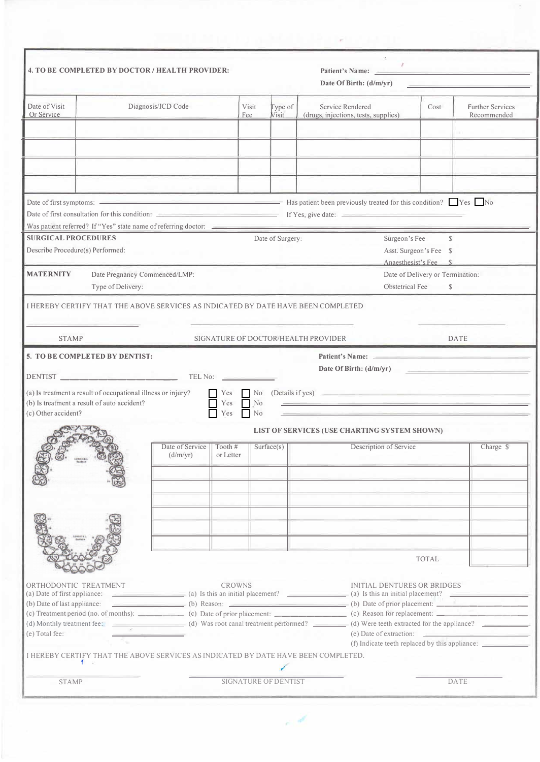## 4. TO BE COMPLETED BY DOCTOR / HEALTH PROVIDER:

**Patient's Name:** 

**Date Of Birth: (d/m/yr)** 

| Date of Visit Or Service | Diagnosis/ICD Code | Visit Fee | Type of Visit | Service Rendered (drugs, injections, tests, supplies) | Cost | Further Services Recommended |
|---|---|---|---|---|---|---|
| | | | | | | |
| | | | | | | |
| | | | | | | |
| | | | | | | |

Date of first symptoms: 

Has patient been previously treated for this condition? ☐ Yes ☐ No

Date of first consultation for this condition: 

If Yes, give date: 

Was patient referred? If "Yes" state name of referring doctor: 

**SURGICAL PROCEDURES**

Date of Surgery:

Describe Procedure(s) Performed:

Surgeon's Fee $

Asst. Surgeon's Fee $

Anaesthesist's Fee $

**MATERNITY**

Date Pregnancy Commenced/LMP:

Type of Delivery:

Date of Delivery or Termination:

Obstetrical Fee $

I HEREBY CERTIFY THAT THE ABOVE SERVICES AS INDICATED BY DATE HAVE BEEN COMPLETED

STAMP    SIGNATURE OF DOCTOR/HEALTH PROVIDER    DATE

## 5. TO BE COMPLETED BY DENTIST:

**Patient's Name:** 

**Date Of Birth: (d/m/yr)** 

DENTIST    TEL No:

(a) Is treatment a result of occupational illness or injury? ☐ Yes ☐ No (Details if yes)

(b) Is treatment a result of auto accident? ☐ Yes ☐ No

(c) Other accident? ☐ Yes ☐ No

**LIST OF SERVICES (USE CHARTING SYSTEM SHOWN)**

| Date of Service (d/m/yr) | Tooth # or Letter | Surface(s) | Description of Service | Charge $ |
|---|---|---|---|---|
| | | | | |
| | | | | |
| | | | | |
| | | | | |
| | | | | |
| | | | | |
| | | | TOTAL | |

ORTHODONTIC TREATMENT

(a) Date of first appliance:

(b) Date of last appliance:

(c) Treatment period (no. of months):

(d) Monthly treatment fee:

(e) Total fee:

CROWNS

(a) Is this an initial placement?

(b) Reason:

(c) Date of prior placement:

(d) Was root canal treatment performed?

INITIAL DENTURES OR BRIDGES

(a) Is this an initial placement?

(b) Date of prior placement:

(c) Reason for replacement:

(d) Were teeth extracted for the appliance?

(e) Date of extraction:

(f) Indicate teeth replaced by this appliance:

I HEREBY CERTIFY THAT THE ABOVE SERVICES AS INDICATED BY DATE HAVE BEEN COMPLETED.

STAMP    SIGNATURE OF DENTIST    DATE